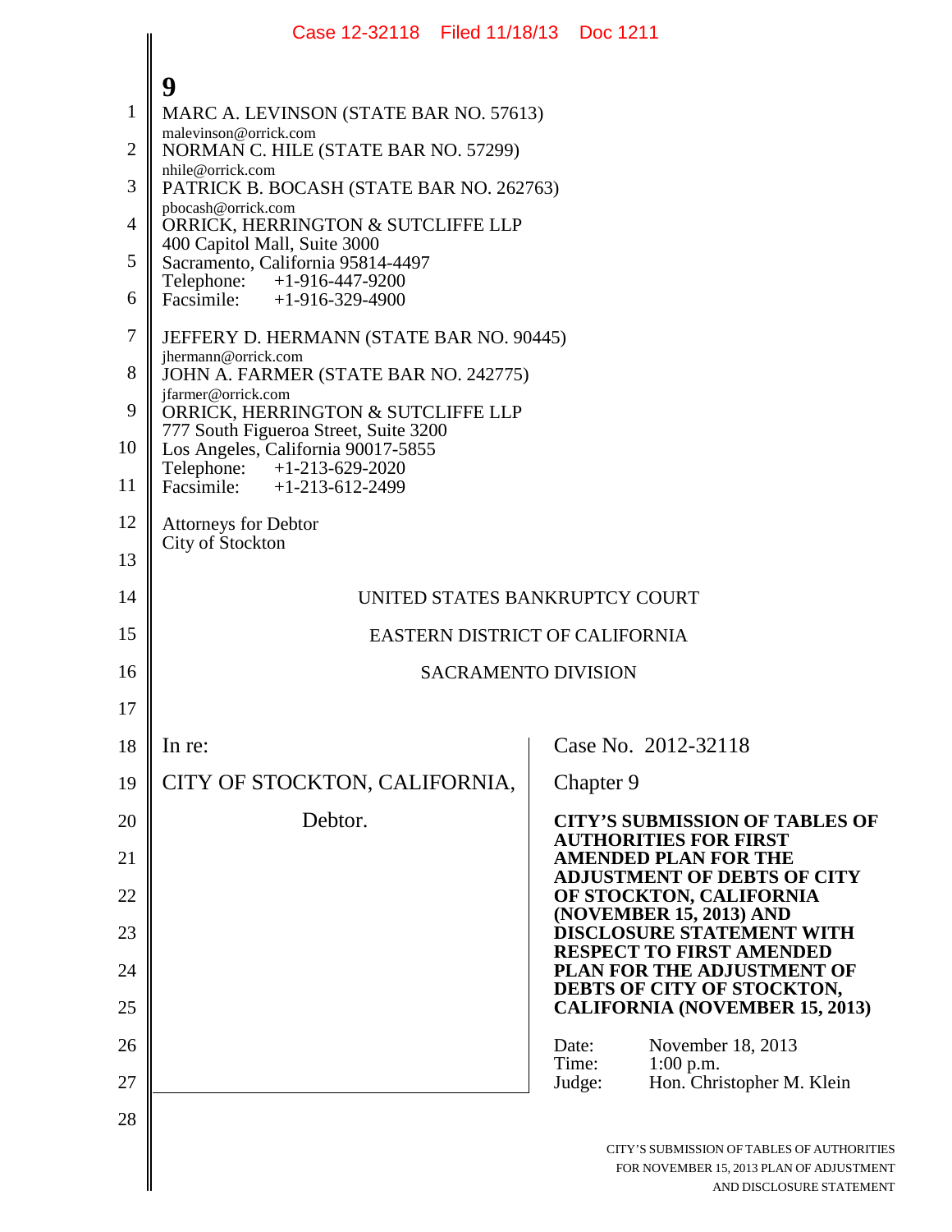9

MARC A. LEVINSON (STATE BAR NO. 57613)
malevinson@orrick.com
NORMAN C. HILE (STATE BAR NO. 57299)
nhile@orrick.com
PATRICK B. BOCASH (STATE BAR NO. 262763)
pbocash@orrick.com
ORRICK, HERRINGTON & SUTCLIFFE LLP
400 Capitol Mall, Suite 3000
Sacramento, California 95814-4497
Telephone: +1-916-447-9200
Facsimile: +1-916-329-4900

JEFFERY D. HERMANN (STATE BAR NO. 90445)
jhermann@orrick.com
JOHN A. FARMER (STATE BAR NO. 242775)
jfarmer@orrick.com
ORRICK, HERRINGTON & SUTCLIFFE LLP
777 South Figueroa Street, Suite 3200
Los Angeles, California 90017-5855
Telephone: +1-213-629-2020
Facsimile: +1-213-612-2499

Attorneys for Debtor
City of Stockton

UNITED STATES BANKRUPTCY COURT

EASTERN DISTRICT OF CALIFORNIA

SACRAMENTO DIVISION

| | |
|---|---|
| In re:<br><br>CITY OF STOCKTON, CALIFORNIA,<br><br>Debtor. | Case No. 2012-32118<br><br>Chapter 9<br><br>**CITY'S SUBMISSION OF TABLES OF AUTHORITIES FOR FIRST AMENDED PLAN FOR THE ADJUSTMENT OF DEBTS OF CITY OF STOCKTON, CALIFORNIA (NOVEMBER 15, 2013) AND DISCLOSURE STATEMENT WITH RESPECT TO FIRST AMENDED PLAN FOR THE ADJUSTMENT OF DEBTS OF CITY OF STOCKTON, CALIFORNIA (NOVEMBER 15, 2013)**<br><br>Date: November 18, 2013<br>Time: 1:00 p.m.<br>Judge: Hon. Christopher M. Klein |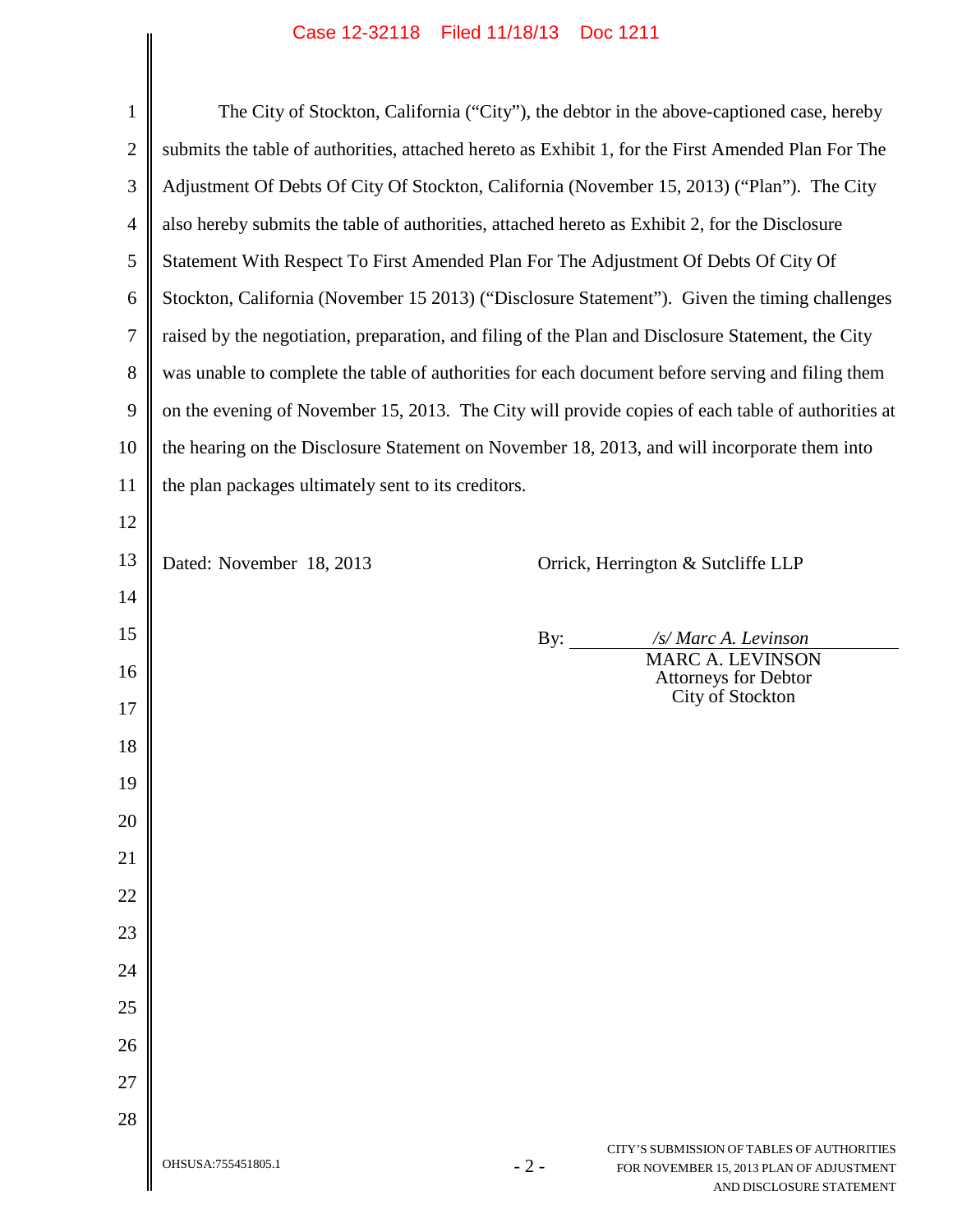The City of Stockton, California ("City"), the debtor in the above-captioned case, hereby submits the table of authorities, attached hereto as Exhibit 1, for the First Amended Plan For The Adjustment Of Debts Of City Of Stockton, California (November 15, 2013) ("Plan"). The City also hereby submits the table of authorities, attached hereto as Exhibit 2, for the Disclosure Statement With Respect To First Amended Plan For The Adjustment Of Debts Of City Of Stockton, California (November 15 2013) ("Disclosure Statement"). Given the timing challenges raised by the negotiation, preparation, and filing of the Plan and Disclosure Statement, the City was unable to complete the table of authorities for each document before serving and filing them on the evening of November 15, 2013. The City will provide copies of each table of authorities at the hearing on the Disclosure Statement on November 18, 2013, and will incorporate them into the plan packages ultimately sent to its creditors.

Dated: November 18, 2013

Orrick, Herrington & Sutcliffe LLP

By: */s/ Marc A. Levinson*
MARC A. LEVINSON
Attorneys for Debtor
City of Stockton

OHSUSA:755451805.1

CITY'S SUBMISSION OF TABLES OF AUTHORITIES FOR NOVEMBER 15, 2013 PLAN OF ADJUSTMENT AND DISCLOSURE STATEMENT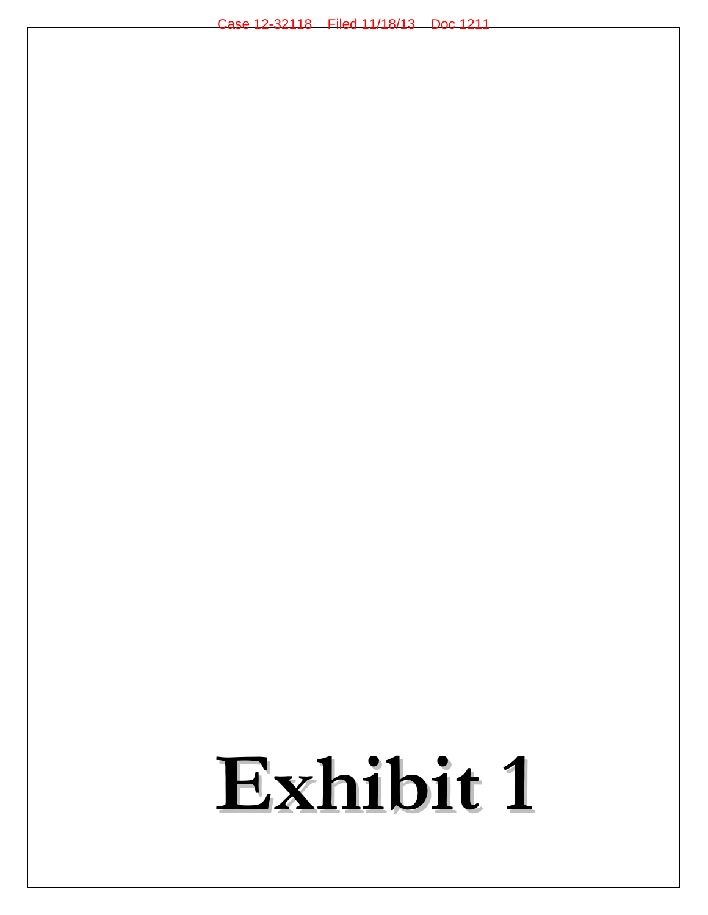# Exhibit 1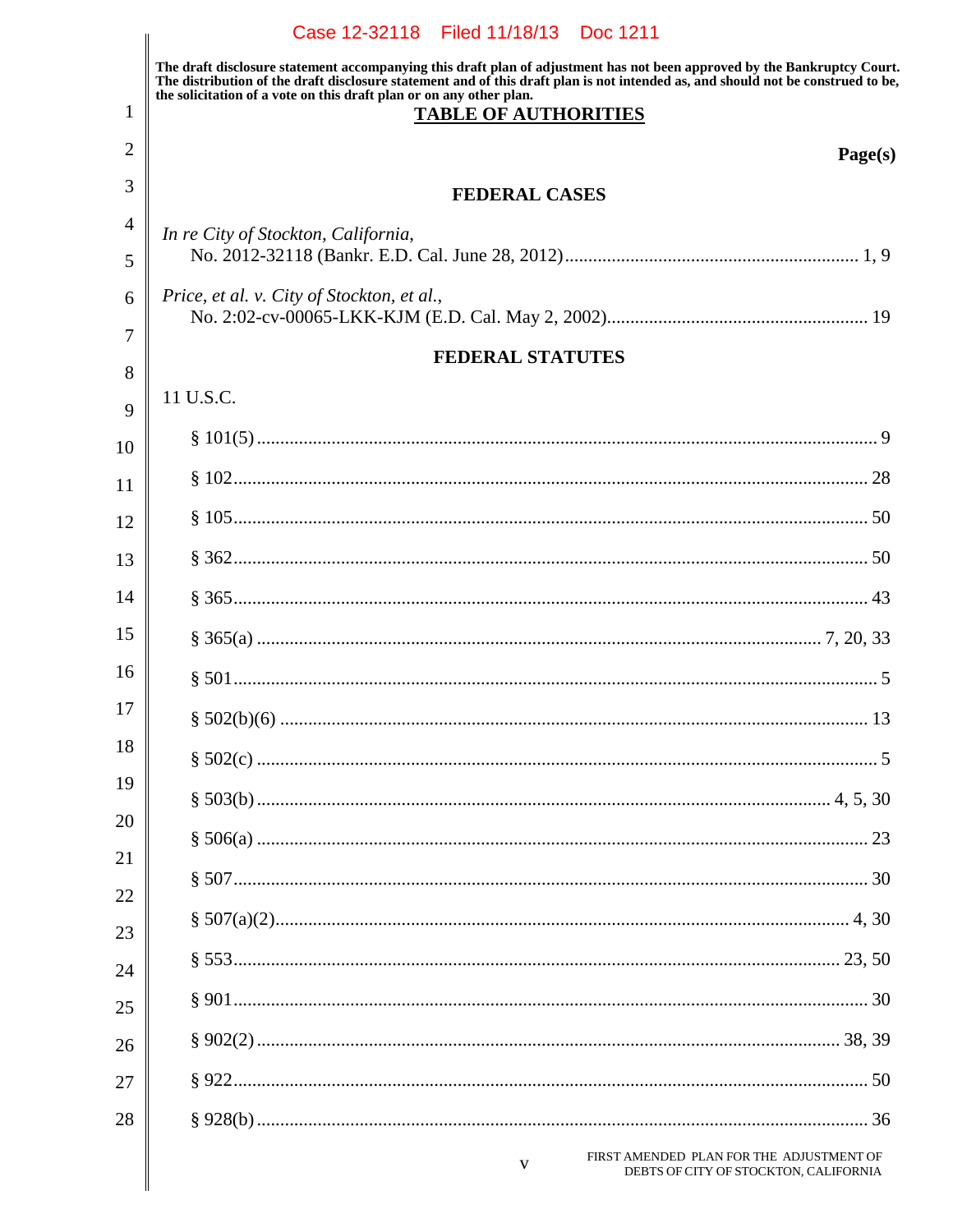The draft disclosure statement accompanying this draft plan of adjustment has not been approved by the Bankruptcy Court. The distribution of the draft disclosure statement and of this draft plan is not intended as, and should not be construed to be, the solicitation of a vote on this draft plan or on any other plan.

# TABLE OF AUTHORITIES

**Page(s)**

## FEDERAL CASES

*In re City of Stockton, California*,
No. 2012-32118 (Bankr. E.D. Cal. June 28, 2012) ........ 1, 9

*Price, et al. v. City of Stockton, et al.*,
No. 2:02-cv-00065-LKK-KJM (E.D. Cal. May 2, 2002) ........ 19

## FEDERAL STATUTES

11 U.S.C.

§ 101(5) ........ 9

§ 102 ........ 28

§ 105 ........ 50

§ 362 ........ 50

§ 365 ........ 43

§ 365(a) ........ 7, 20, 33

§ 501 ........ 5

§ 502(b)(6) ........ 13

§ 502(c) ........ 5

§ 503(b) ........ 4, 5, 30

§ 506(a) ........ 23

§ 507 ........ 30

§ 507(a)(2) ........ 4, 30

§ 553 ........ 23, 50

§ 901 ........ 30

§ 902(2) ........ 38, 39

§ 922 ........ 50

§ 928(b) ........ 36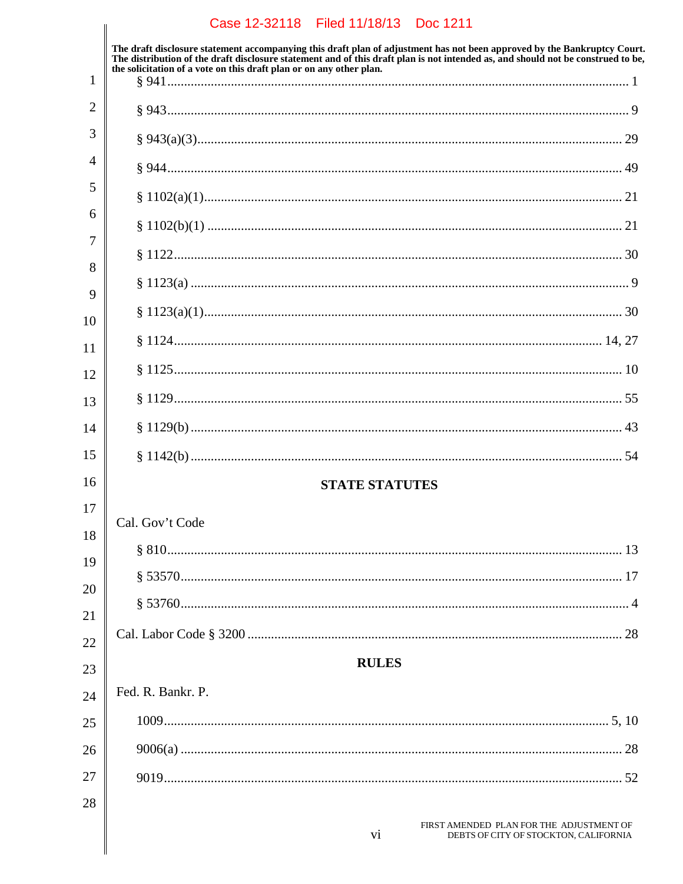The draft disclosure statement accompanying this draft plan of adjustment has not been approved by the Bankruptcy Court. The distribution of the draft disclosure statement and of this draft plan is not intended as, and should not be construed to be, the solicitation of a vote on this draft plan or on any other plan.

§ 941 ............................................................ 1

§ 943 ............................................................ 9

§ 943(a)(3) ............................................................ 29

§ 944 ............................................................ 49

§ 1102(a)(1) ............................................................ 21

§ 1102(b)(1) ............................................................ 21

§ 1122 ............................................................ 30

§ 1123(a) ............................................................ 9

§ 1123(a)(1) ............................................................ 30

§ 1124 ............................................................ 14, 27

§ 1125 ............................................................ 10

§ 1129 ............................................................ 55

§ 1129(b) ............................................................ 43

§ 1142(b) ............................................................ 54

## STATE STATUTES

Cal. Gov't Code

§ 810 ............................................................ 13

§ 53570 ............................................................ 17

§ 53760 ............................................................ 4

Cal. Labor Code § 3200 ............................................................ 28

## RULES

Fed. R. Bankr. P.

1009 ............................................................ 5, 10

9006(a) ............................................................ 28

9019 ............................................................ 52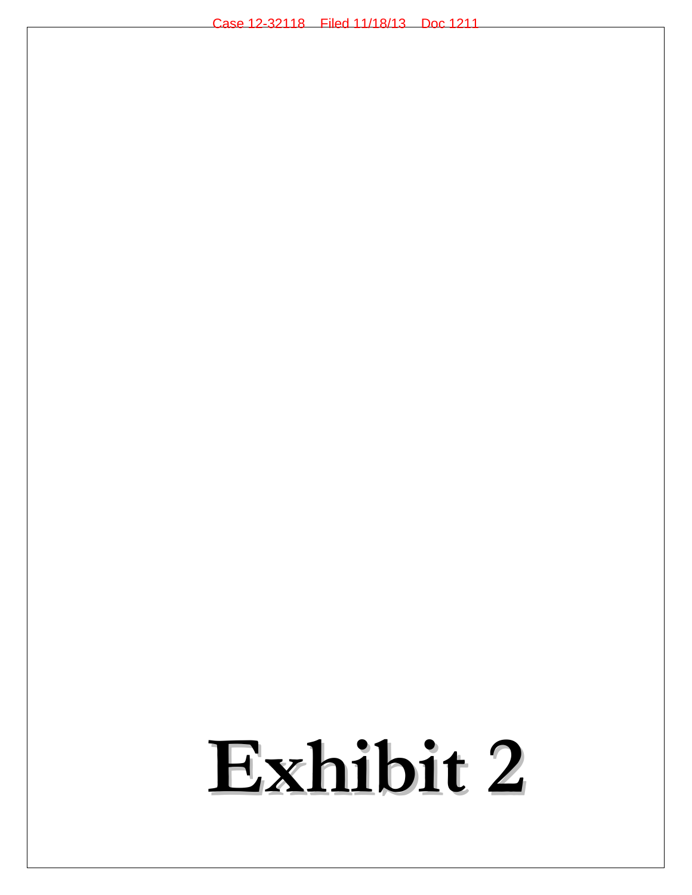# Exhibit 2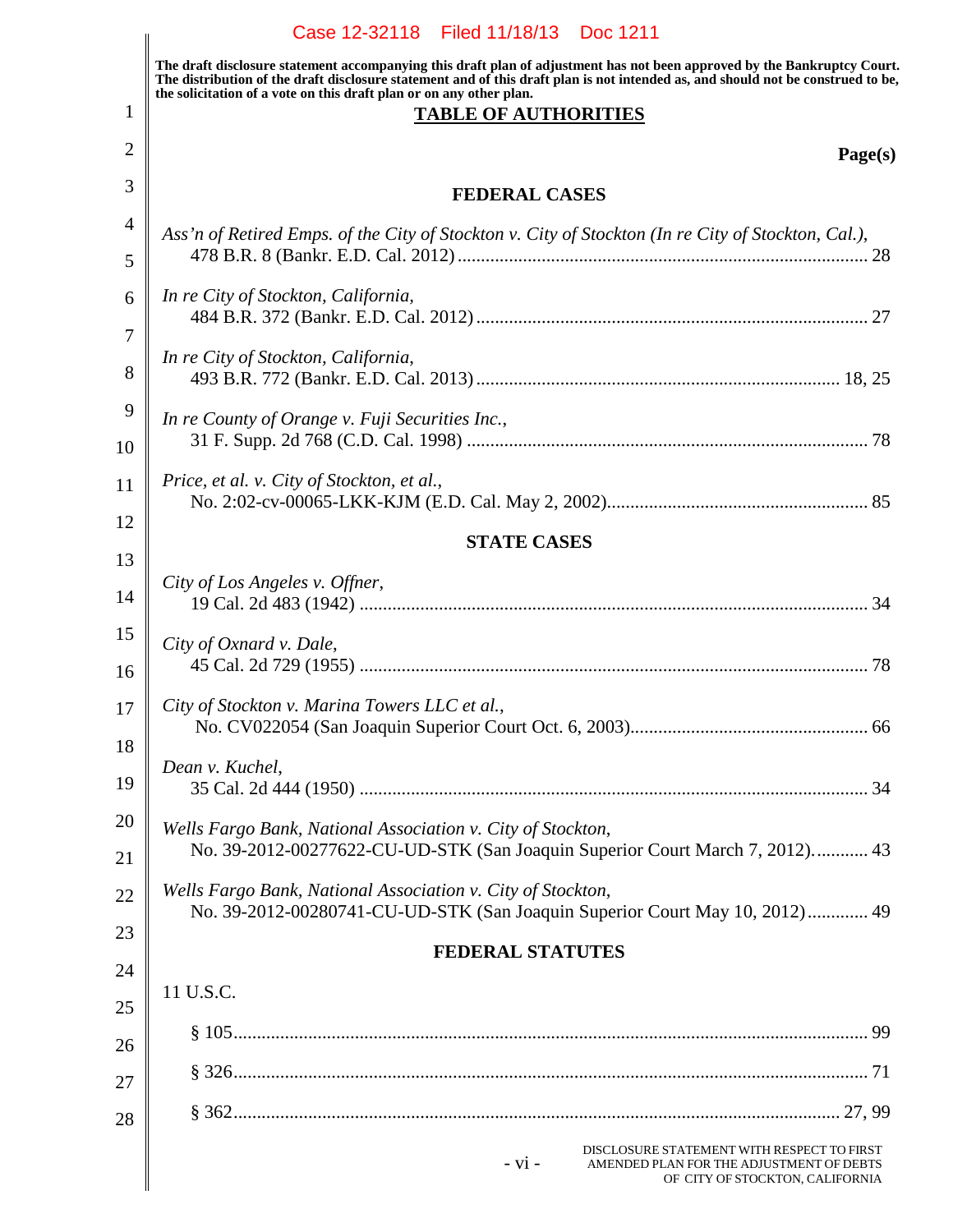The draft disclosure statement accompanying this draft plan of adjustment has not been approved by the Bankruptcy Court. The distribution of the draft disclosure statement and of this draft plan is not intended as, and should not be construed to be, the solicitation of a vote on this draft plan or on any other plan.

## TABLE OF AUTHORITIES

**Page(s)**

### FEDERAL CASES

*Ass'n of Retired Emps. of the City of Stockton v. City of Stockton (In re City of Stockton, Cal.)*, 478 B.R. 8 (Bankr. E.D. Cal. 2012) .......... 28

*In re City of Stockton, California*, 484 B.R. 372 (Bankr. E.D. Cal. 2012) .......... 27

*In re City of Stockton, California*, 493 B.R. 772 (Bankr. E.D. Cal. 2013) .......... 18, 25

*In re County of Orange v. Fuji Securities Inc.*, 31 F. Supp. 2d 768 (C.D. Cal. 1998) .......... 78

*Price, et al. v. City of Stockton, et al.*, No. 2:02-cv-00065-LKK-KJM (E.D. Cal. May 2, 2002) .......... 85

### STATE CASES

*City of Los Angeles v. Offner*, 19 Cal. 2d 483 (1942) .......... 34

*City of Oxnard v. Dale*, 45 Cal. 2d 729 (1955) .......... 78

*City of Stockton v. Marina Towers LLC et al.*, No. CV022054 (San Joaquin Superior Court Oct. 6, 2003) .......... 66

*Dean v. Kuchel*, 35 Cal. 2d 444 (1950) .......... 34

*Wells Fargo Bank, National Association v. City of Stockton*, No. 39-2012-00277622-CU-UD-STK (San Joaquin Superior Court March 7, 2012) .......... 43

*Wells Fargo Bank, National Association v. City of Stockton*, No. 39-2012-00280741-CU-UD-STK (San Joaquin Superior Court May 10, 2012) .......... 49

### FEDERAL STATUTES

11 U.S.C.

§ 105 .......... 99

§ 326 .......... 71

§ 362 .......... 27, 99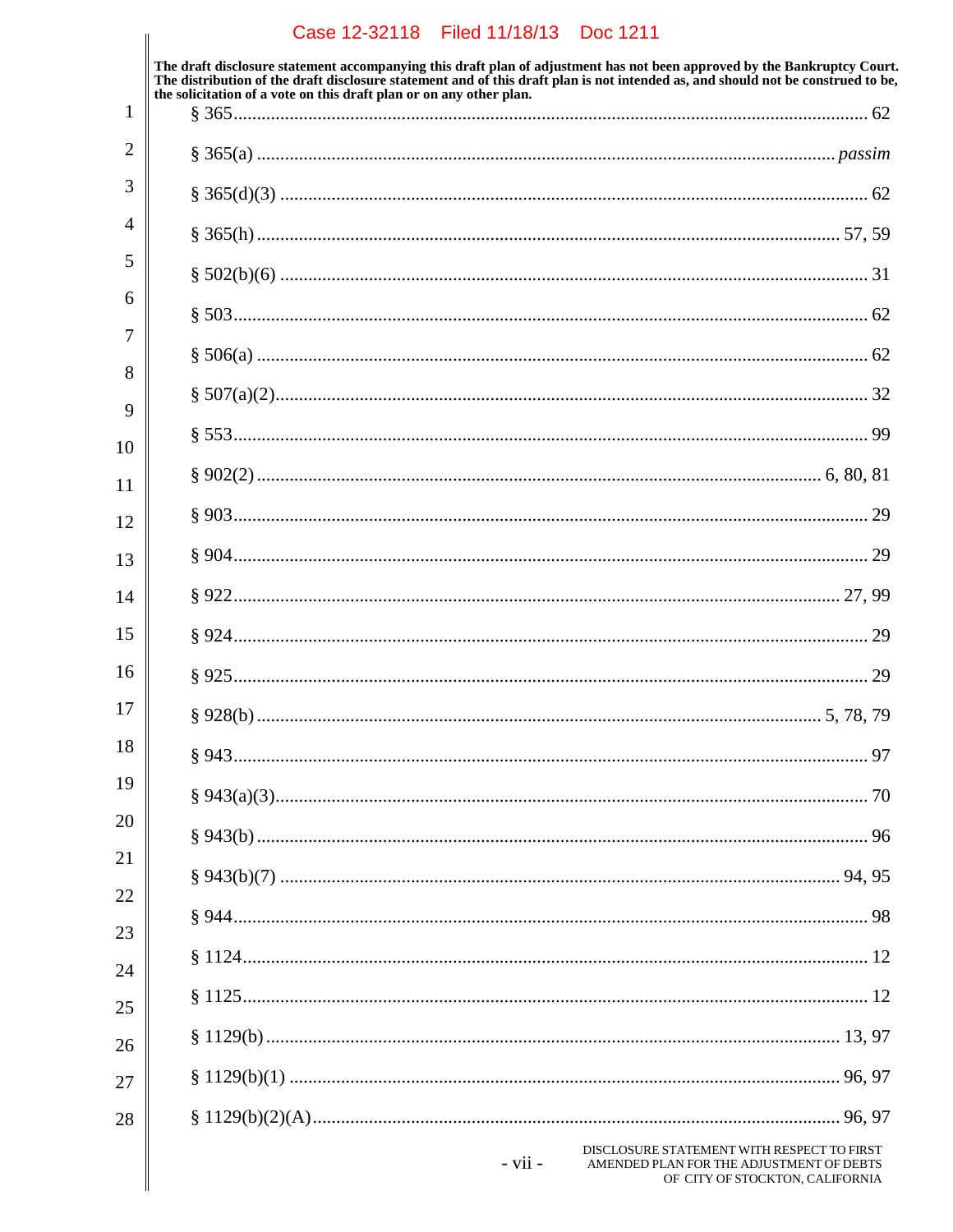The draft disclosure statement accompanying this draft plan of adjustment has not been approved by the Bankruptcy Court. The distribution of the draft disclosure statement and of this draft plan is not intended as, and should not be construed to be, the solicitation of a vote on this draft plan or on any other plan.

§ 365 .......... 62

§ 365(a) .......... *passim*

§ 365(d)(3) .......... 62

§ 365(h) .......... 57, 59

§ 502(b)(6) .......... 31

§ 503 .......... 62

§ 506(a) .......... 62

§ 507(a)(2) .......... 32

§ 553 .......... 99

§ 902(2) .......... 6, 80, 81

§ 903 .......... 29

§ 904 .......... 29

§ 922 .......... 27, 99

§ 924 .......... 29

§ 925 .......... 29

§ 928(b) .......... 5, 78, 79

§ 943 .......... 97

§ 943(a)(3) .......... 70

§ 943(b) .......... 96

§ 943(b)(7) .......... 94, 95

§ 944 .......... 98

§ 1124 .......... 12

§ 1125 .......... 12

§ 1129(b) .......... 13, 97

§ 1129(b)(1) .......... 96, 97

§ 1129(b)(2)(A) .......... 96, 97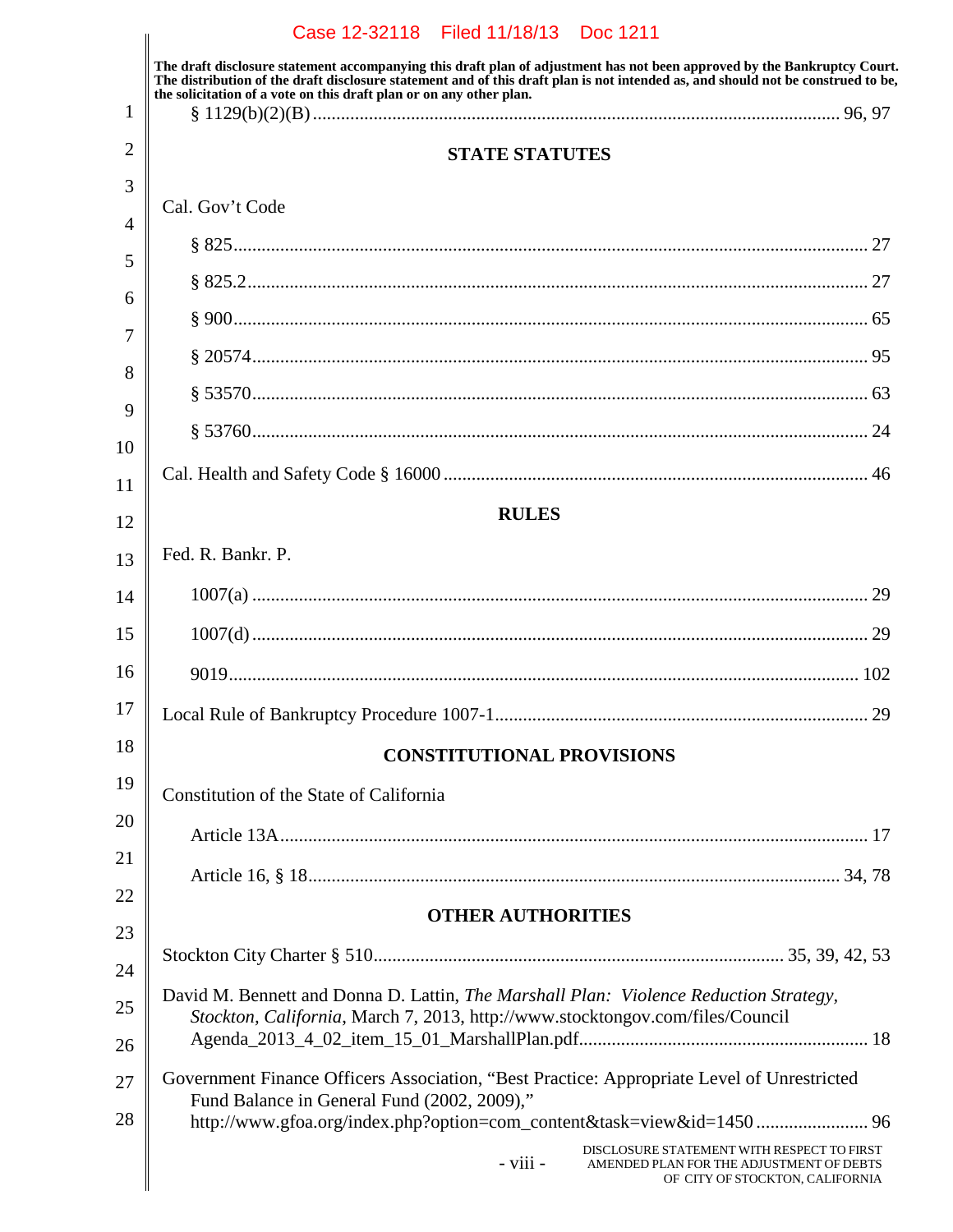**The draft disclosure statement accompanying this draft plan of adjustment has not been approved by the Bankruptcy Court. The distribution of the draft disclosure statement and of this draft plan is not intended as, and should not be construed to be, the solicitation of a vote on this draft plan or on any other plan.**

§ 1129(b)(2)(B) ............................................................ 96, 97

## STATE STATUTES

Cal. Gov't Code

§ 825 ............................................................ 27

§ 825.2 ............................................................ 27

§ 900 ............................................................ 65

§ 20574 ............................................................ 95

§ 53570 ............................................................ 63

§ 53760 ............................................................ 24

Cal. Health and Safety Code § 16000 ............................................................ 46

## RULES

Fed. R. Bankr. P.

1007(a) ............................................................ 29

1007(d) ............................................................ 29

9019 ............................................................ 102

Local Rule of Bankruptcy Procedure 1007-1 ............................................................ 29

## CONSTITUTIONAL PROVISIONS

Constitution of the State of California

Article 13A ............................................................ 17

Article 16, § 18 ............................................................ 34, 78

## OTHER AUTHORITIES

Stockton City Charter § 510 ............................................................ 35, 39, 42, 53

David M. Bennett and Donna D. Lattin, *The Marshall Plan: Violence Reduction Strategy, Stockton, California*, March 7, 2013, http://www.stocktongov.com/files/Council Agenda_2013_4_02_item_15_01_MarshallPlan.pdf ............................................................ 18

Government Finance Officers Association, "Best Practice: Appropriate Level of Unrestricted Fund Balance in General Fund (2002, 2009)," http://www.gfoa.org/index.php?option=com_content&task=view&id=1450 ............................................................ 96